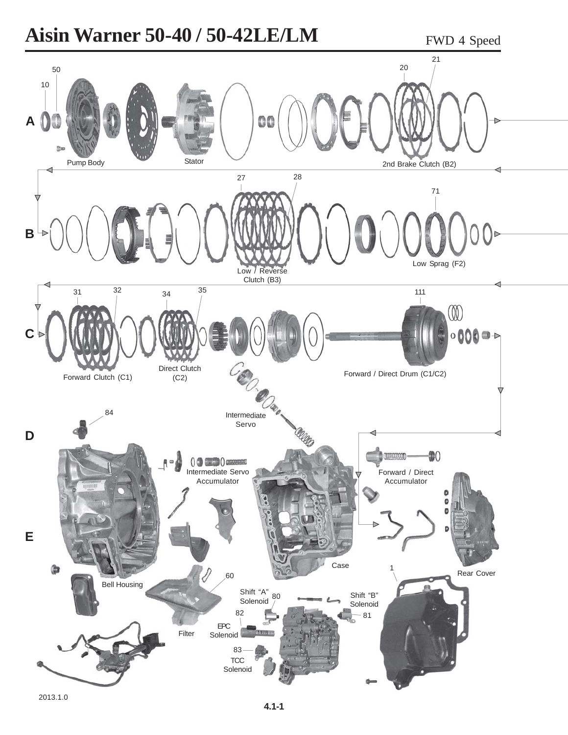# Aisin Warner 50-40 / 50-42LE/LM

FWD 4 Speed

A

10

50

Pump Body

Stator

20

21

2nd Brake Clutch (B2)

B

27

28

Low / Reverse Clutch (B3)

71

Low Sprag (F2)

C

31

32

Forward Clutch (C1)

34

35

Direct Clutch (C2)

111

Forward / Direct Drum (C1/C2)

Intermediate Servo

D

84

E

Intermediate Servo Accumulator

Forward / Direct Accumulator

Bell Housing

Case

Rear Cover

1

60

Filter

Shift "A" Solenoid

80

82

EPC Solenoid

83

TCC Solenoid

Shift "B" Solenoid

81

2013.1.0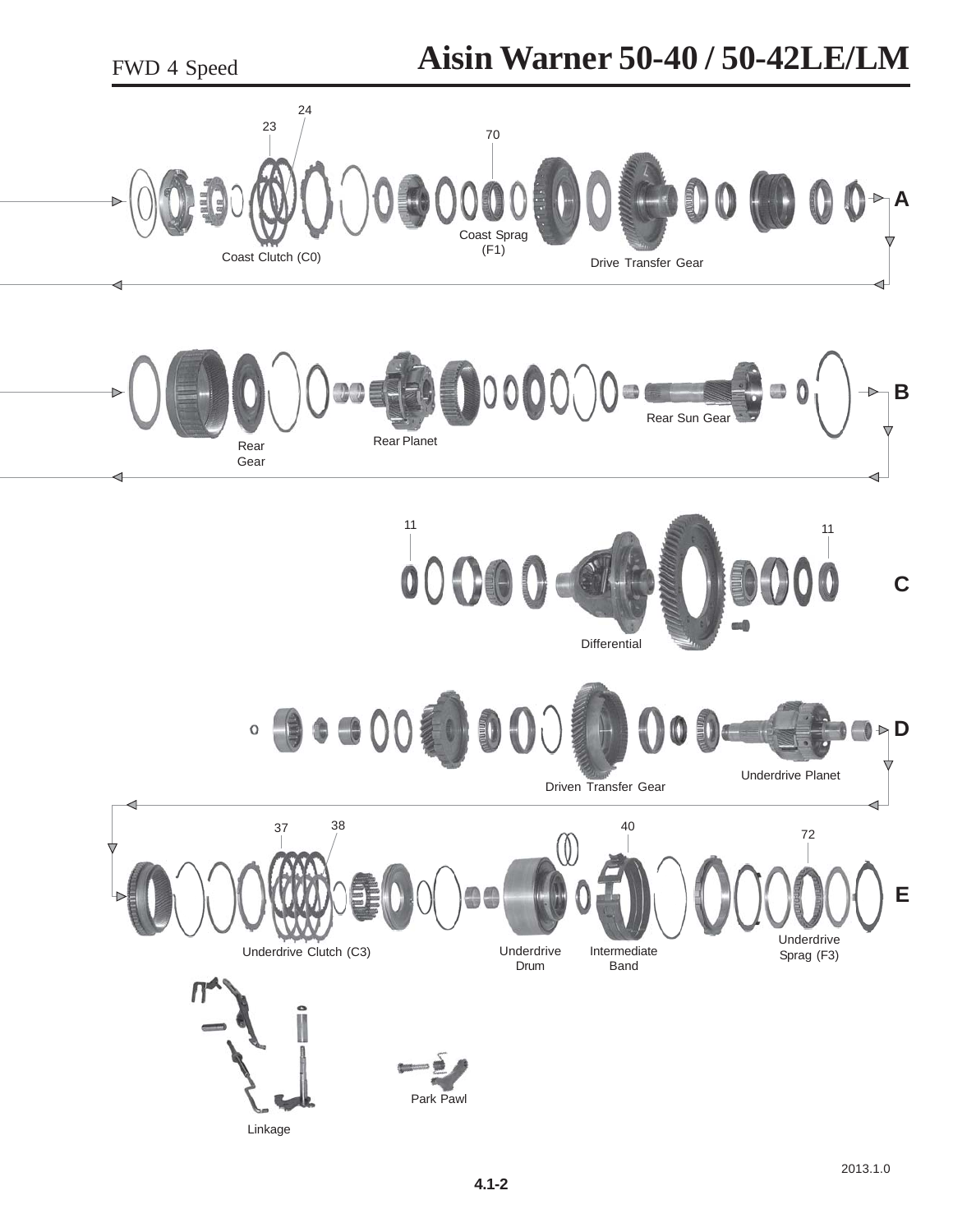# FWD 4 Speed — Aisin Warner 50-40 / 50-42LE/LM

24
23
70

Coast Sprag (F1)

Coast Clutch (C0)

Drive Transfer Gear

A

Rear Gear

Rear Planet

Rear Sun Gear

B

11
11

Differential

C

Driven Transfer Gear

Underdrive Planet

D

37
38
40
72

Underdrive Clutch (C3)

Underdrive Drum

Intermediate Band

Underdrive Sprag (F3)

E

Linkage

Park Pawl

2013.1.0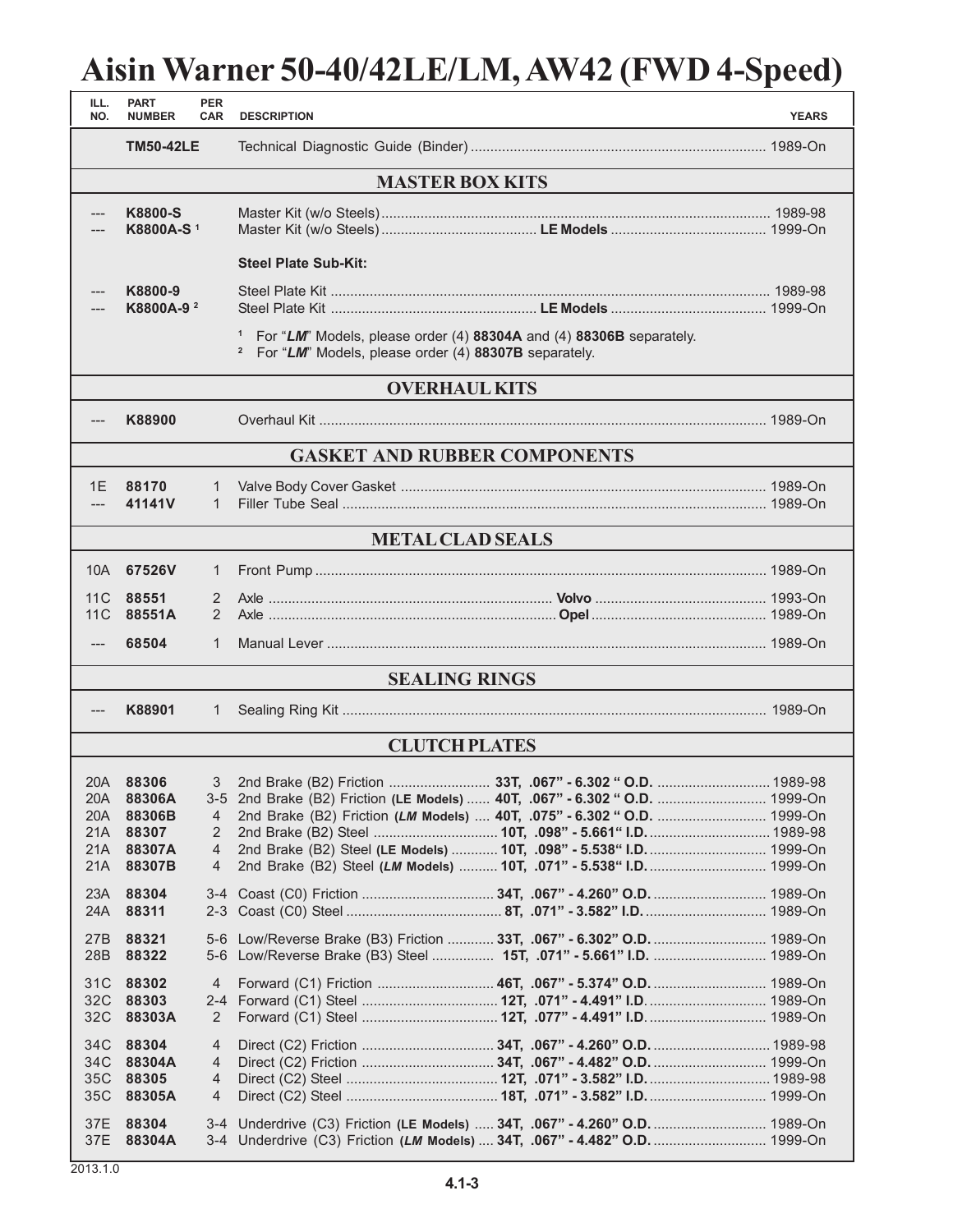# Aisin Warner 50-40/42LE/LM, AW42 (FWD 4-Speed)

| ILL. NO. | PART NUMBER | PER CAR | DESCRIPTION | YEARS |
|---|---|---|---|---|
| | **TM50-42LE** | | Technical Diagnostic Guide (Binder) | 1989-On |
| | | | **MASTER BOX KITS** | |
| --- | **K8800-S** | | Master Kit (w/o Steels) | 1989-98 |
| --- | **K8800A-S** [1] | | Master Kit (w/o Steels) **LE Models** | 1999-On |
| | | | **Steel Plate Sub-Kit:** | |
| --- | **K8800-9** | | Steel Plate Kit | 1989-98 |
| --- | **K8800A-9** [2] | | Steel Plate Kit **LE Models** | 1999-On |
| | | | [1] For "*LM*" Models, please order (4) **88304A** and (4) **88306B** separately. [2] For "*LM*" Models, please order (4) **88307B** separately. | |
| | | | **OVERHAUL KITS** | |
| --- | **K88900** | | Overhaul Kit | 1989-On |
| | | | **GASKET AND RUBBER COMPONENTS** | |
| 1E | **88170** | 1 | Valve Body Cover Gasket | 1989-On |
| --- | **41141V** | 1 | Filler Tube Seal | 1989-On |
| | | | **METAL CLAD SEALS** | |
| 10A | **67526V** | 1 | Front Pump | 1989-On |
| 11C | **88551** | 2 | Axle **Volvo** | 1993-On |
| 11C | **88551A** | 2 | Axle **Opel** | 1989-On |
| --- | **68504** | 1 | Manual Lever | 1989-On |
| | | | **SEALING RINGS** | |
| --- | **K88901** | 1 | Sealing Ring Kit | 1989-On |
| | | | **CLUTCH PLATES** | |
| 20A | **88306** | 3 | 2nd Brake (B2) Friction **33T, .067" - 6.302 " O.D.** | 1989-98 |
| 20A | **88306A** | 3-5 | 2nd Brake (B2) Friction **(LE Models)** **40T, .067" - 6.302 " O.D.** | 1999-On |
| 20A | **88306B** | 4 | 2nd Brake (B2) Friction **(*LM* Models)** **40T, .075" - 6.302 " O.D.** | 1999-On |
| 21A | **88307** | 2 | 2nd Brake (B2) Steel **10T, .098" - 5.661" I.D.** | 1989-98 |
| 21A | **88307A** | 4 | 2nd Brake (B2) Steel **(LE Models)** **10T, .098" - 5.538" I.D.** | 1999-On |
| 21A | **88307B** | 4 | 2nd Brake (B2) Steel **(*LM* Models)** **10T, .071" - 5.538" I.D.** | 1999-On |
| 23A | **88304** | 3-4 | Coast (C0) Friction **34T, .067" - 4.260" O.D.** | 1989-On |
| 24A | **88311** | 2-3 | Coast (C0) Steel **8T, .071" - 3.582" I.D.** | 1989-On |
| 27B | **88321** | 5-6 | Low/Reverse Brake (B3) Friction **33T, .067" - 6.302" O.D.** | 1989-On |
| 28B | **88322** | 5-6 | Low/Reverse Brake (B3) Steel **15T, .071" - 5.661" I.D.** | 1989-On |
| 31C | **88302** | 4 | Forward (C1) Friction **46T, .067" - 5.374" O.D.** | 1989-On |
| 32C | **88303** | 2-4 | Forward (C1) Steel **12T, .071" - 4.491" I.D.** | 1989-On |
| 32C | **88303A** | 2 | Forward (C1) Steel **12T, .077" - 4.491" I.D.** | 1989-On |
| 34C | **88304** | 4 | Direct (C2) Friction **34T, .067" - 4.260" O.D.** | 1989-98 |
| 34C | **88304A** | 4 | Direct (C2) Friction **34T, .067" - 4.482" O.D.** | 1999-On |
| 35C | **88305** | 4 | Direct (C2) Steel **12T, .071" - 3.582" I.D.** | 1989-98 |
| 35C | **88305A** | 4 | Direct (C2) Steel **18T, .071" - 3.582" I.D.** | 1999-On |
| 37E | **88304** | 3-4 | Underdrive (C3) Friction **(LE Models)** **34T, .067" - 4.260" O.D.** | 1989-On |
| 37E | **88304A** | 3-4 | Underdrive (C3) Friction **(*LM* Models)** **34T, .067" - 4.482" O.D.** | 1999-On |

2013.1.0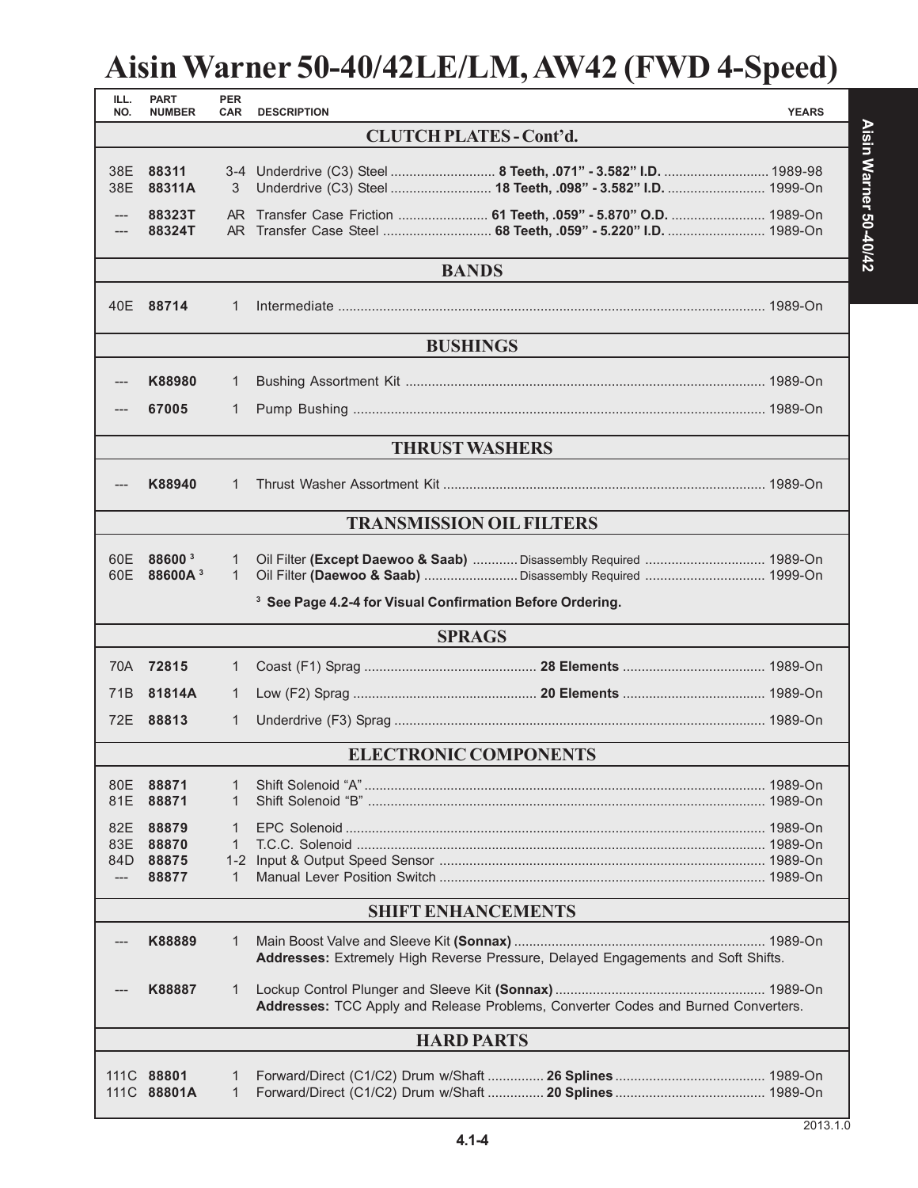# Aisin Warner 50-40/42LE/LM, AW42 (FWD 4-Speed)

| ILL. NO. | PART NUMBER | PER CAR | DESCRIPTION | YEARS |
|---|---|---|---|---|
| | | | **CLUTCH PLATES - Cont'd.** | |
| 38E | **88311** | 3-4 | Underdrive (C3) Steel ............ **8 Teeth, .071" - 3.582" I.D.** ............ | 1989-98 |
| 38E | **88311A** | 3 | Underdrive (C3) Steel ............ **18 Teeth, .098" - 3.582" I.D.** ............ | 1999-On |
| --- | **88323T** | AR | Transfer Case Friction ............ **61 Teeth, .059" - 5.870" O.D.** ............ | 1989-On |
| --- | **88324T** | AR | Transfer Case Steel ............ **68 Teeth, .059" - 5.220" I.D.** ............ | 1989-On |
| | | | **BANDS** | |
| 40E | **88714** | 1 | Intermediate ............ | 1989-On |
| | | | **BUSHINGS** | |
| --- | **K88980** | 1 | Bushing Assortment Kit ............ | 1989-On |
| --- | **67005** | 1 | Pump Bushing ............ | 1989-On |
| | | | **THRUST WASHERS** | |
| --- | **K88940** | 1 | Thrust Washer Assortment Kit ............ | 1989-On |
| | | | **TRANSMISSION OIL FILTERS** | |
| 60E | **88600** [3] | 1 | Oil Filter **(Except Daewoo & Saab)** ............ Disassembly Required ............ | 1989-On |
| 60E | **88600A** [3] | 1 | Oil Filter **(Daewoo & Saab)** ............ Disassembly Required ............ | 1999-On |
| | | | [3] **See Page 4.2-4 for Visual Confirmation Before Ordering.** | |
| | | | **SPRAGS** | |
| 70A | **72815** | 1 | Coast (F1) Sprag ............ **28 Elements** ............ | 1989-On |
| 71B | **81814A** | 1 | Low (F2) Sprag ............ **20 Elements** ............ | 1989-On |
| 72E | **88813** | 1 | Underdrive (F3) Sprag ............ | 1989-On |
| | | | **ELECTRONIC COMPONENTS** | |
| 80E | **88871** | 1 | Shift Solenoid "A" ............ | 1989-On |
| 81E | **88871** | 1 | Shift Solenoid "B" ............ | 1989-On |
| 82E | **88879** | 1 | EPC Solenoid ............ | 1989-On |
| 83E | **88870** | 1 | T.C.C. Solenoid ............ | 1989-On |
| 84D | **88875** | 1-2 | Input & Output Speed Sensor ............ | 1989-On |
| --- | **88877** | 1 | Manual Lever Position Switch ............ | 1989-On |
| | | | **SHIFT ENHANCEMENTS** | |
| --- | **K88889** | 1 | Main Boost Valve and Sleeve Kit **(Sonnax)** ............ **Addresses:** Extremely High Reverse Pressure, Delayed Engagements and Soft Shifts. | 1989-On |
| --- | **K88887** | 1 | Lockup Control Plunger and Sleeve Kit **(Sonnax)** ............ **Addresses:** TCC Apply and Release Problems, Converter Codes and Burned Converters. | 1989-On |
| | | | **HARD PARTS** | |
| 111C | **88801** | 1 | Forward/Direct (C1/C2) Drum w/Shaft ............ **26 Splines** ............ | 1989-On |
| 111C | **88801A** | 1 | Forward/Direct (C1/C2) Drum w/Shaft ............ **20 Splines** ............ | 1989-On |

2013.1.0